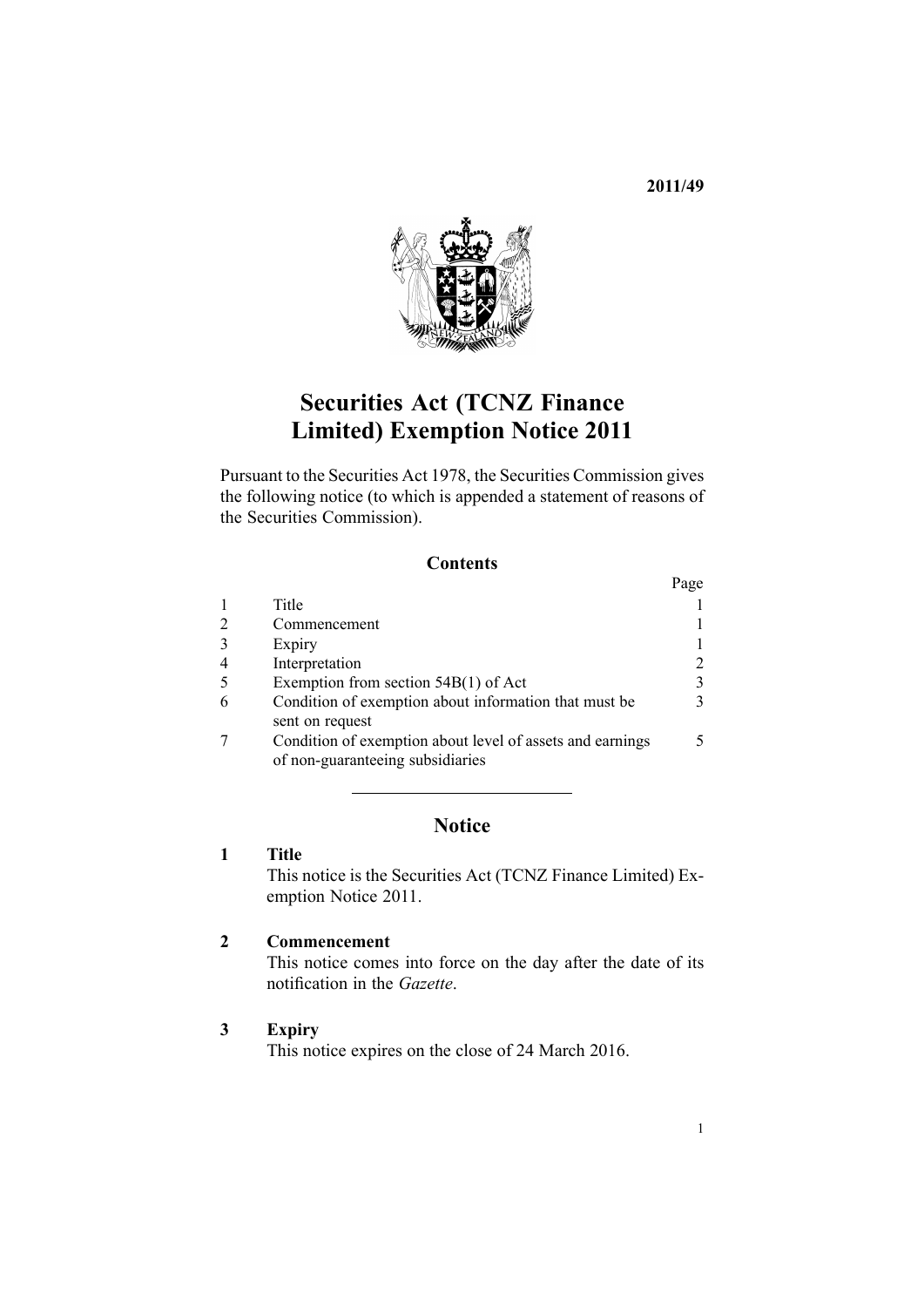**2011/49**

# Securities Act (TCNZ Finance Limited) Exemption Notice 2011

Pursuant to the Securities Act 1978, the Securities Commission gives the following notice (to which is appended a statement of reasons of the Securities Commission).

## Contents

| | | Page |
|---|---|---|
| 1 | Title | 1 |
| 2 | Commencement | 1 |
| 3 | Expiry | 1 |
| 4 | Interpretation | 2 |
| 5 | Exemption from section 54B(1) of Act | 3 |
| 6 | Condition of exemption about information that must be sent on request | 3 |
| 7 | Condition of exemption about level of assets and earnings of non-guaranteeing subsidiaries | 5 |

## Notice

### 1 Title

This notice is the Securities Act (TCNZ Finance Limited) Exemption Notice 2011.

### 2 Commencement

This notice comes into force on the day after the date of its notification in the *Gazette*.

### 3 Expiry

This notice expires on the close of 24 March 2016.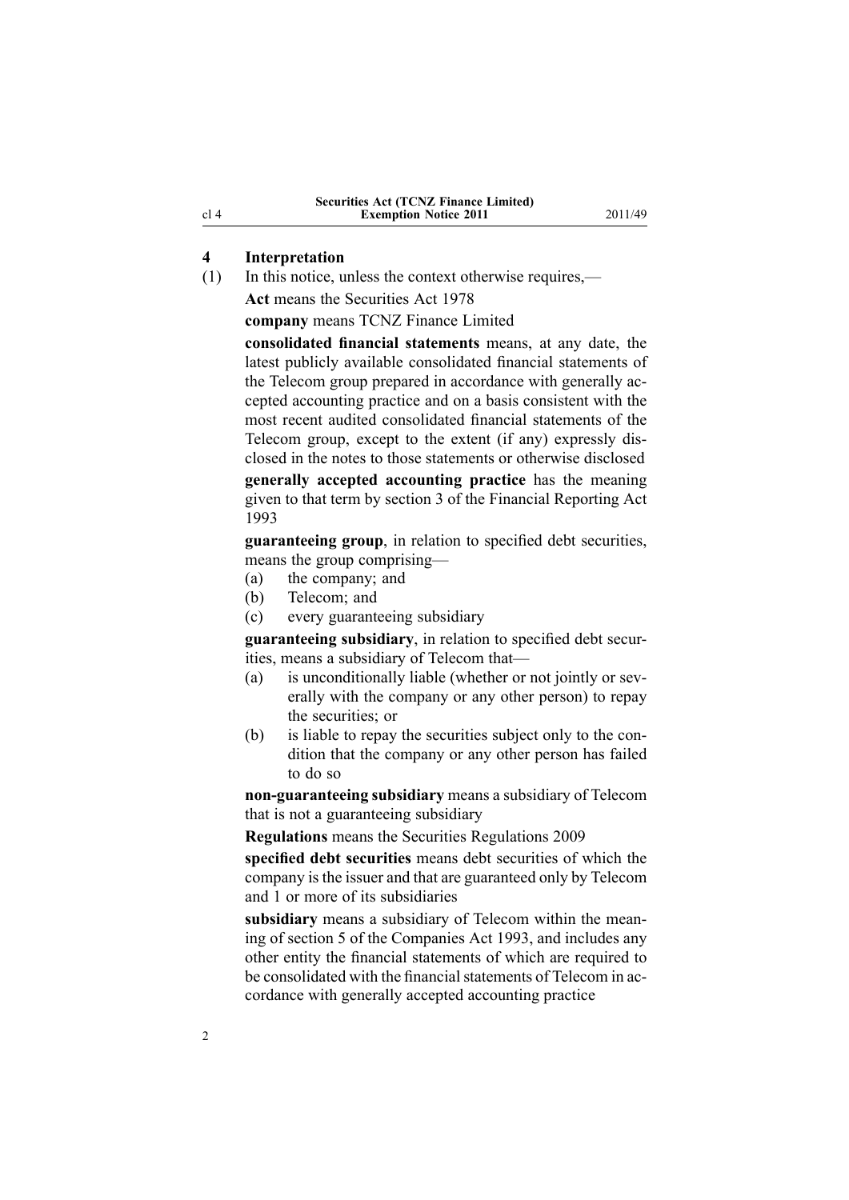## 4 Interpretation

(1) In this notice, unless the context otherwise requires,—

**Act** means the Securities Act 1978

**company** means TCNZ Finance Limited

**consolidated financial statements** means, at any date, the latest publicly available consolidated financial statements of the Telecom group prepared in accordance with generally accepted accounting practice and on a basis consistent with the most recent audited consolidated financial statements of the Telecom group, except to the extent (if any) expressly disclosed in the notes to those statements or otherwise disclosed

**generally accepted accounting practice** has the meaning given to that term by section 3 of the Financial Reporting Act 1993

**guaranteeing group**, in relation to specified debt securities, means the group comprising—

- (a) the company; and
- (b) Telecom; and
- (c) every guaranteeing subsidiary

**guaranteeing subsidiary**, in relation to specified debt securities, means a subsidiary of Telecom that—

- (a) is unconditionally liable (whether or not jointly or severally with the company or any other person) to repay the securities; or
- (b) is liable to repay the securities subject only to the condition that the company or any other person has failed to do so

**non-guaranteeing subsidiary** means a subsidiary of Telecom that is not a guaranteeing subsidiary

**Regulations** means the Securities Regulations 2009

**specified debt securities** means debt securities of which the company is the issuer and that are guaranteed only by Telecom and 1 or more of its subsidiaries

**subsidiary** means a subsidiary of Telecom within the meaning of section 5 of the Companies Act 1993, and includes any other entity the financial statements of which are required to be consolidated with the financial statements of Telecom in accordance with generally accepted accounting practice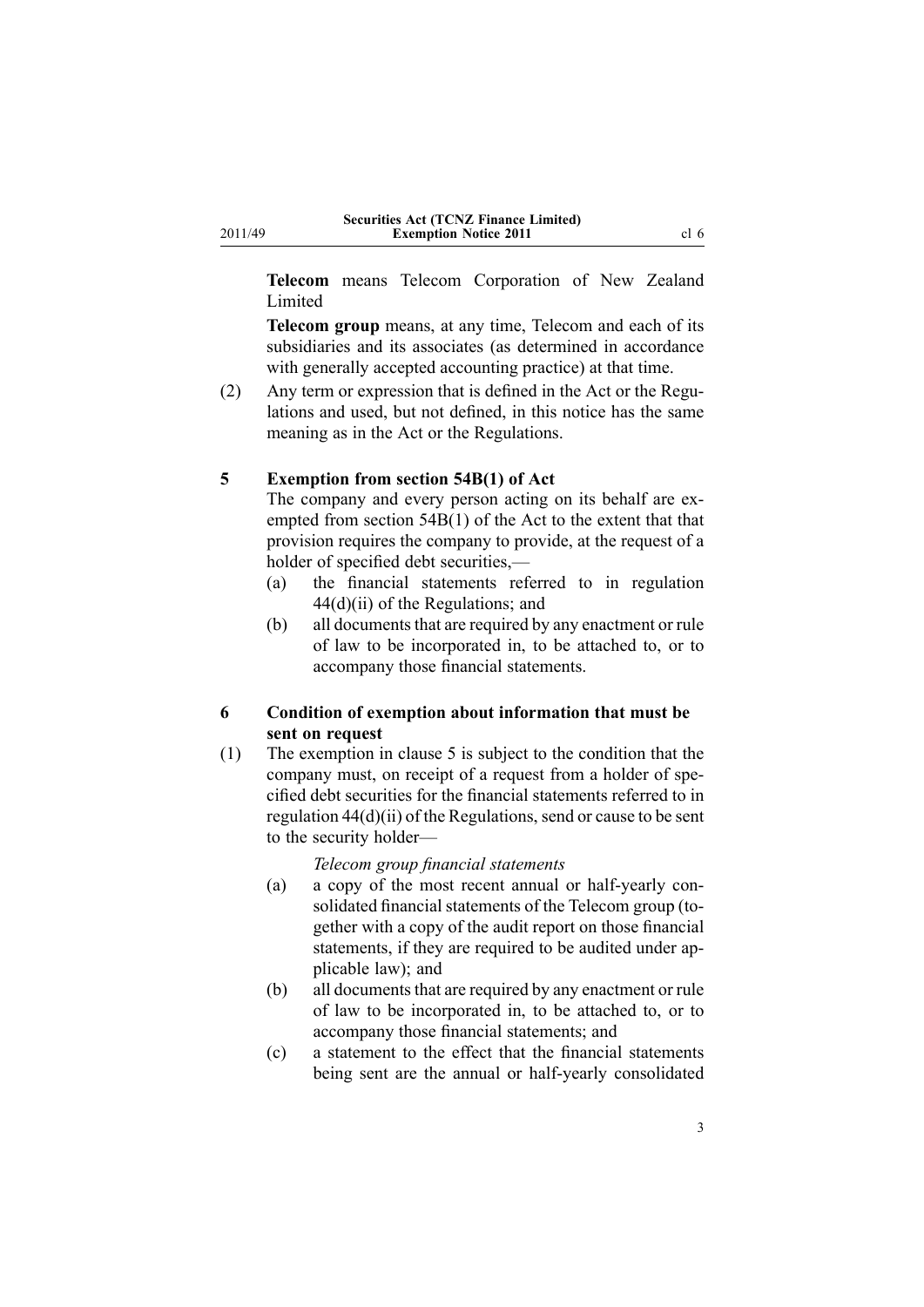**Telecom** means Telecom Corporation of New Zealand Limited

**Telecom group** means, at any time, Telecom and each of its subsidiaries and its associates (as determined in accordance with generally accepted accounting practice) at that time.

(2) Any term or expression that is defined in the Act or the Regulations and used, but not defined, in this notice has the same meaning as in the Act or the Regulations.

### 5 Exemption from section 54B(1) of Act

The company and every person acting on its behalf are exempted from section 54B(1) of the Act to the extent that that provision requires the company to provide, at the request of a holder of specified debt securities,—

(a) the financial statements referred to in regulation 44(d)(ii) of the Regulations; and

(b) all documents that are required by any enactment or rule of law to be incorporated in, to be attached to, or to accompany those financial statements.

### 6 Condition of exemption about information that must be sent on request

(1) The exemption in clause 5 is subject to the condition that the company must, on receipt of a request from a holder of specified debt securities for the financial statements referred to in regulation 44(d)(ii) of the Regulations, send or cause to be sent to the security holder—

*Telecom group financial statements*

(a) a copy of the most recent annual or half-yearly consolidated financial statements of the Telecom group (together with a copy of the audit report on those financial statements, if they are required to be audited under applicable law); and

(b) all documents that are required by any enactment or rule of law to be incorporated in, to be attached to, or to accompany those financial statements; and

(c) a statement to the effect that the financial statements being sent are the annual or half-yearly consolidated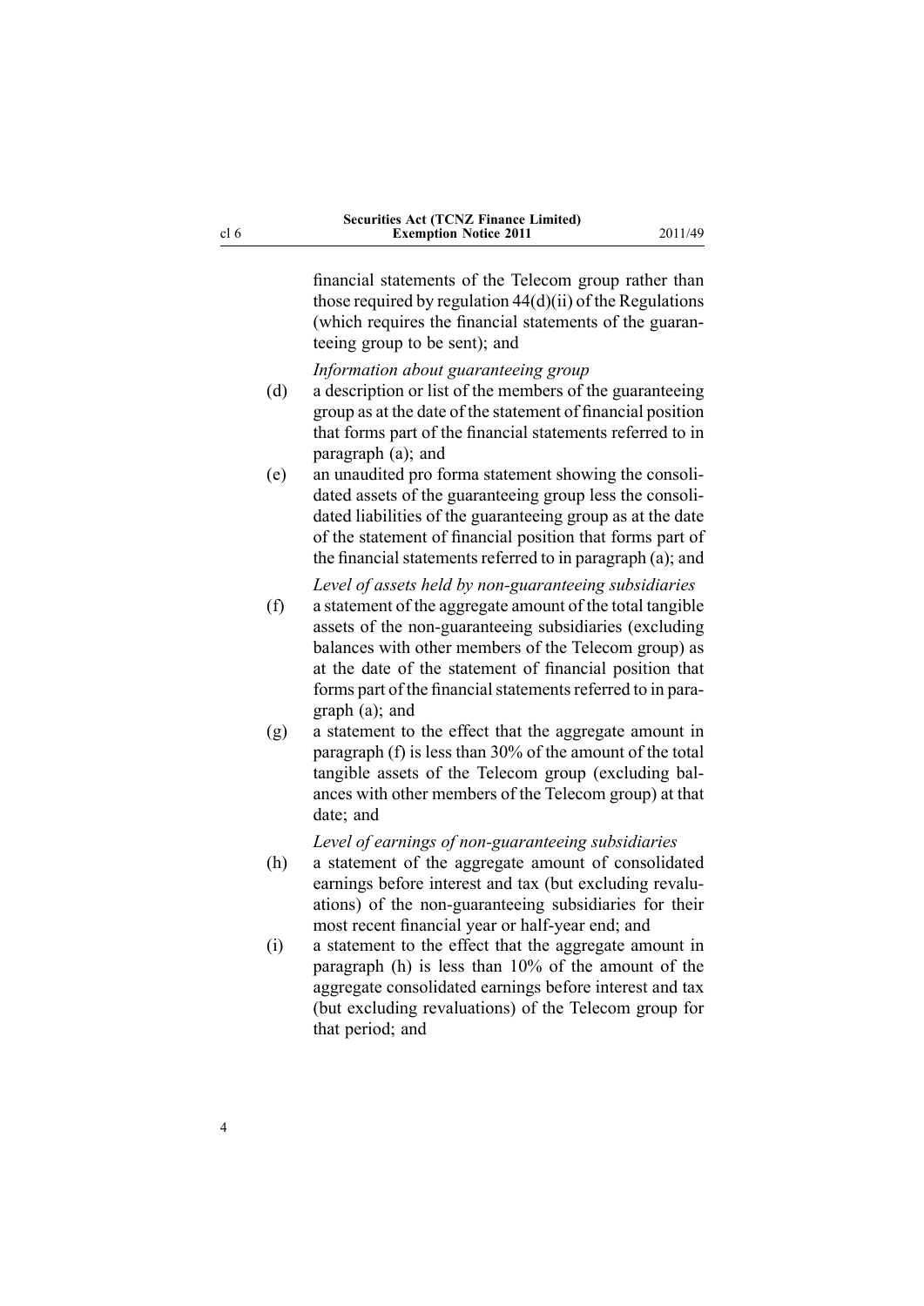financial statements of the Telecom group rather than those required by regulation 44(d)(ii) of the Regulations (which requires the financial statements of the guaranteeing group to be sent); and

*Information about guaranteeing group*

(d) a description or list of the members of the guaranteeing group as at the date of the statement of financial position that forms part of the financial statements referred to in paragraph (a); and

(e) an unaudited pro forma statement showing the consolidated assets of the guaranteeing group less the consolidated liabilities of the guaranteeing group as at the date of the statement of financial position that forms part of the financial statements referred to in paragraph (a); and

*Level of assets held by non-guaranteeing subsidiaries*

(f) a statement of the aggregate amount of the total tangible assets of the non-guaranteeing subsidiaries (excluding balances with other members of the Telecom group) as at the date of the statement of financial position that forms part of the financial statements referred to in paragraph (a); and

(g) a statement to the effect that the aggregate amount in paragraph (f) is less than 30% of the amount of the total tangible assets of the Telecom group (excluding balances with other members of the Telecom group) at that date; and

*Level of earnings of non-guaranteeing subsidiaries*

(h) a statement of the aggregate amount of consolidated earnings before interest and tax (but excluding revaluations) of the non-guaranteeing subsidiaries for their most recent financial year or half-year end; and

(i) a statement to the effect that the aggregate amount in paragraph (h) is less than 10% of the amount of the aggregate consolidated earnings before interest and tax (but excluding revaluations) of the Telecom group for that period; and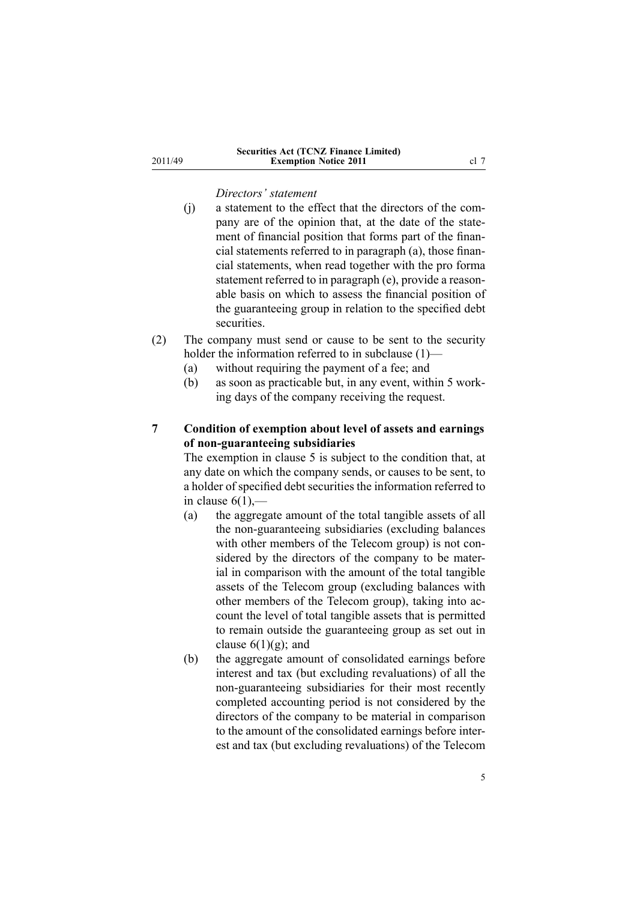*Directors' statement*

(j) a statement to the effect that the directors of the company are of the opinion that, at the date of the statement of financial position that forms part of the financial statements referred to in paragraph (a), those financial statements, when read together with the pro forma statement referred to in paragraph (e), provide a reasonable basis on which to assess the financial position of the guaranteeing group in relation to the specified debt securities.

(2) The company must send or cause to be sent to the security holder the information referred to in subclause (1)—

(a) without requiring the payment of a fee; and

(b) as soon as practicable but, in any event, within 5 working days of the company receiving the request.

**7 Condition of exemption about level of assets and earnings of non-guaranteeing subsidiaries**

The exemption in clause 5 is subject to the condition that, at any date on which the company sends, or causes to be sent, to a holder of specified debt securities the information referred to in clause 6(1),—

(a) the aggregate amount of the total tangible assets of all the non-guaranteeing subsidiaries (excluding balances with other members of the Telecom group) is not considered by the directors of the company to be material in comparison with the amount of the total tangible assets of the Telecom group (excluding balances with other members of the Telecom group), taking into account the level of total tangible assets that is permitted to remain outside the guaranteeing group as set out in clause 6(1)(g); and

(b) the aggregate amount of consolidated earnings before interest and tax (but excluding revaluations) of all the non-guaranteeing subsidiaries for their most recently completed accounting period is not considered by the directors of the company to be material in comparison to the amount of the consolidated earnings before interest and tax (but excluding revaluations) of the Telecom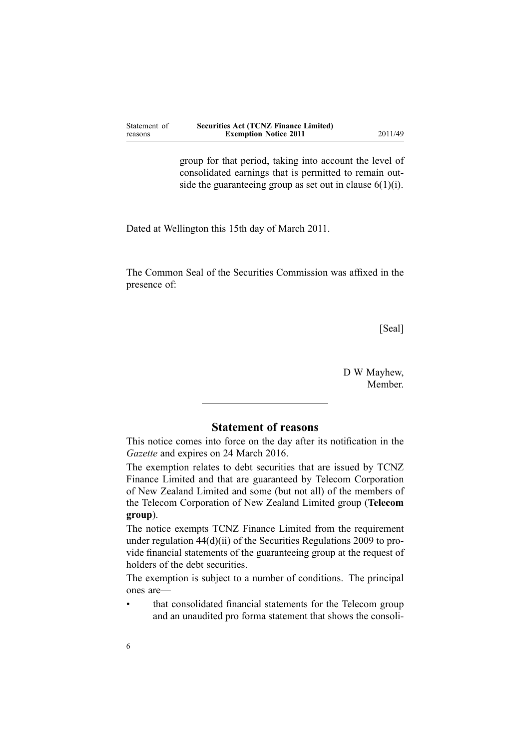group for that period, taking into account the level of consolidated earnings that is permitted to remain outside the guaranteeing group as set out in clause 6(1)(i).

Dated at Wellington this 15th day of March 2011.

The Common Seal of the Securities Commission was affixed in the presence of:

[Seal]

D W Mayhew,
Member.

---

## Statement of reasons

This notice comes into force on the day after its notification in the *Gazette* and expires on 24 March 2016.

The exemption relates to debt securities that are issued by TCNZ Finance Limited and that are guaranteed by Telecom Corporation of New Zealand Limited and some (but not all) of the members of the Telecom Corporation of New Zealand Limited group (**Telecom group**).

The notice exempts TCNZ Finance Limited from the requirement under regulation 44(d)(ii) of the Securities Regulations 2009 to provide financial statements of the guaranteeing group at the request of holders of the debt securities.

The exemption is subject to a number of conditions. The principal ones are—

- that consolidated financial statements for the Telecom group and an unaudited pro forma statement that shows the consoli-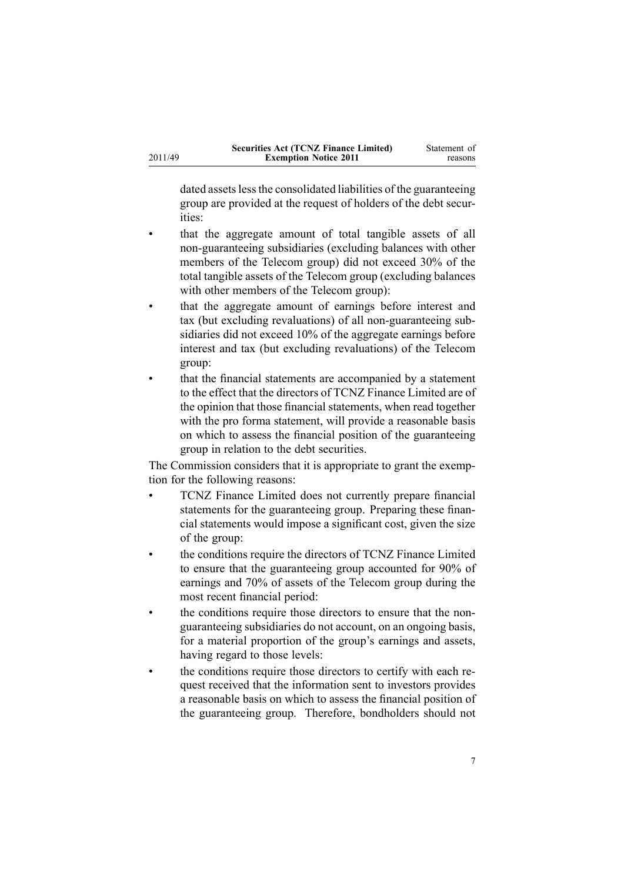dated assets less the consolidated liabilities of the guaranteeing group are provided at the request of holders of the debt securities:

- that the aggregate amount of total tangible assets of all non-guaranteeing subsidiaries (excluding balances with other members of the Telecom group) did not exceed 30% of the total tangible assets of the Telecom group (excluding balances with other members of the Telecom group):
- that the aggregate amount of earnings before interest and tax (but excluding revaluations) of all non-guaranteeing subsidiaries did not exceed 10% of the aggregate earnings before interest and tax (but excluding revaluations) of the Telecom group:
- that the financial statements are accompanied by a statement to the effect that the directors of TCNZ Finance Limited are of the opinion that those financial statements, when read together with the pro forma statement, will provide a reasonable basis on which to assess the financial position of the guaranteeing group in relation to the debt securities.

The Commission considers that it is appropriate to grant the exemption for the following reasons:

- TCNZ Finance Limited does not currently prepare financial statements for the guaranteeing group. Preparing these financial statements would impose a significant cost, given the size of the group:
- the conditions require the directors of TCNZ Finance Limited to ensure that the guaranteeing group accounted for 90% of earnings and 70% of assets of the Telecom group during the most recent financial period:
- the conditions require those directors to ensure that the non-guaranteeing subsidiaries do not account, on an ongoing basis, for a material proportion of the group's earnings and assets, having regard to those levels:
- the conditions require those directors to certify with each request received that the information sent to investors provides a reasonable basis on which to assess the financial position of the guaranteeing group. Therefore, bondholders should not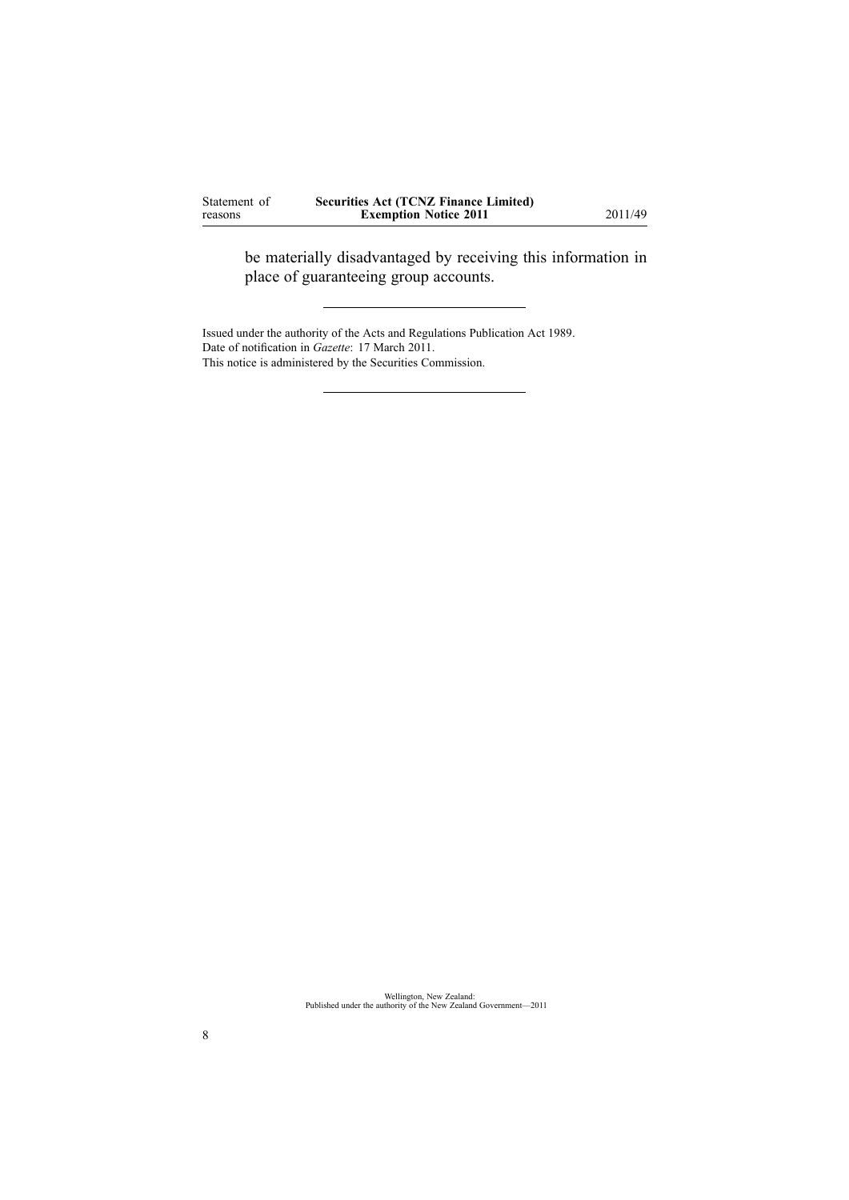be materially disadvantaged by receiving this information in place of guaranteeing group accounts.

---

Issued under the authority of the Acts and Regulations Publication Act 1989.
Date of notification in *Gazette*: 17 March 2011.
This notice is administered by the Securities Commission.

---

Wellington, New Zealand:
Published under the authority of the New Zealand Government—2011